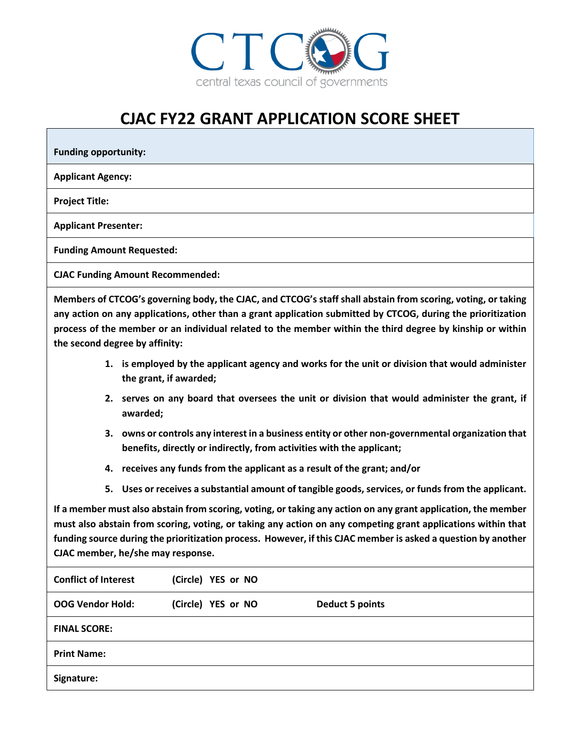CTCOG
central texas council of governments

# CJAC FY22 GRANT APPLICATION SCORE SHEET

| **Funding opportunity:** |
|---|
| **Applicant Agency:** |
| **Project Title:** |
| **Applicant Presenter:** |
| **Funding Amount Requested:** |
| **CJAC Funding Amount Recommended:** |

**Members of CTCOG's governing body, the CJAC, and CTCOG's staff shall abstain from scoring, voting, or taking any action on any applications, other than a grant application submitted by CTCOG, during the prioritization process of the member or an individual related to the member within the third degree by kinship or within the second degree by affinity:**

1. **is employed by the applicant agency and works for the unit or division that would administer the grant, if awarded;**
2. **serves on any board that oversees the unit or division that would administer the grant, if awarded;**
3. **owns or controls any interest in a business entity or other non-governmental organization that benefits, directly or indirectly, from activities with the applicant;**
4. **receives any funds from the applicant as a result of the grant; and/or**
5. **Uses or receives a substantial amount of tangible goods, services, or funds from the applicant.**

**If a member must also abstain from scoring, voting, or taking any action on any grant application, the member must also abstain from scoring, voting, or taking any action on any competing grant applications within that funding source during the prioritization process. However, if this CJAC member is asked a question by another CJAC member, he/she may response.**

| | | |
|---|---|---|
| **Conflict of Interest** | **(Circle) YES or NO** | |
| **OOG Vendor Hold:** | **(Circle) YES or NO** | **Deduct 5 points** |
| **FINAL SCORE:** | | |
| **Print Name:** | | |
| **Signature:** | | |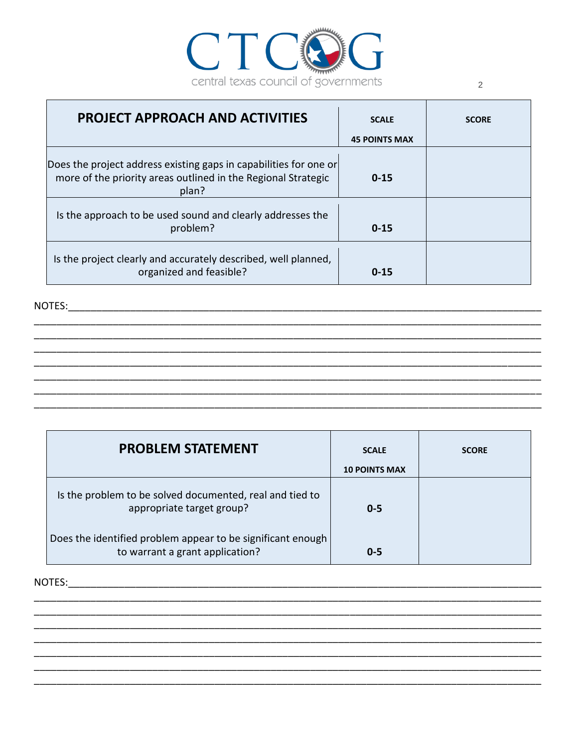| PROJECT APPROACH AND ACTIVITIES | SCALE 45 POINTS MAX | SCORE |
|---|---|---|
| Does the project address existing gaps in capabilities for one or more of the priority areas outlined in the Regional Strategic plan? | 0-15 | |
| Is the approach to be used sound and clearly addresses the problem? | 0-15 | |
| Is the project clearly and accurately described, well planned, organized and feasible? | 0-15 | |

NOTES:______________________________________________________________________________

| PROBLEM STATEMENT | SCALE 10 POINTS MAX | SCORE |
|---|---|---|
| Is the problem to be solved documented, real and tied to appropriate target group? | 0-5 | |
| Does the identified problem appear to be significant enough to warrant a grant application? | 0-5 | |

NOTES:______________________________________________________________________________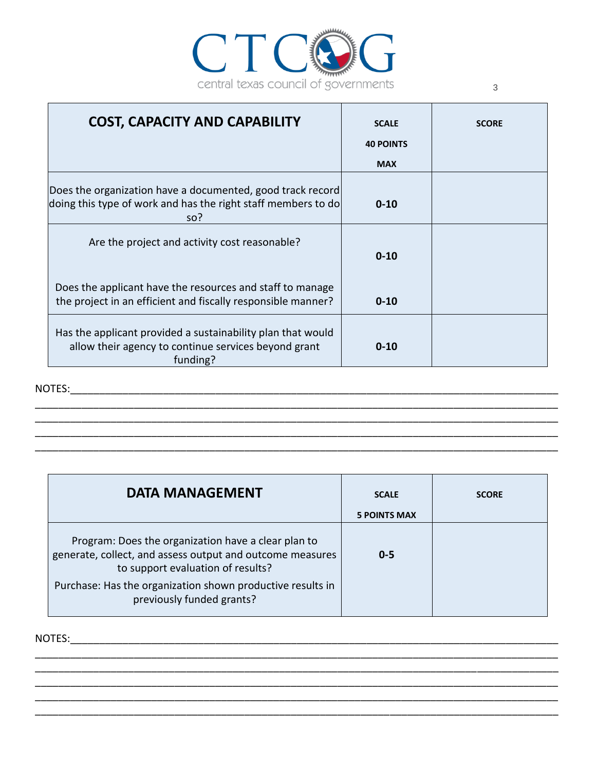| COST, CAPACITY AND CAPABILITY | SCALE 40 POINTS MAX | SCORE |
|---|---|---|
| Does the organization have a documented, good track record doing this type of work and has the right staff members to do so? | 0-10 | |
| Are the project and activity cost reasonable? | 0-10 | |
| Does the applicant have the resources and staff to manage the project in an efficient and fiscally responsible manner? | 0-10 | |
| Has the applicant provided a sustainability plan that would allow their agency to continue services beyond grant funding? | 0-10 | |

NOTES:________________________________________________________________________________
________________________________________________________________________________
________________________________________________________________________________
________________________________________________________________________________
________________________________________________________________________________

| DATA MANAGEMENT | SCALE 5 POINTS MAX | SCORE |
|---|---|---|
| Program: Does the organization have a clear plan to generate, collect, and assess output and outcome measures to support evaluation of results?<br>Purchase: Has the organization shown productive results in previously funded grants? | 0-5 | |

NOTES:________________________________________________________________________________
________________________________________________________________________________
________________________________________________________________________________
________________________________________________________________________________
________________________________________________________________________________
________________________________________________________________________________